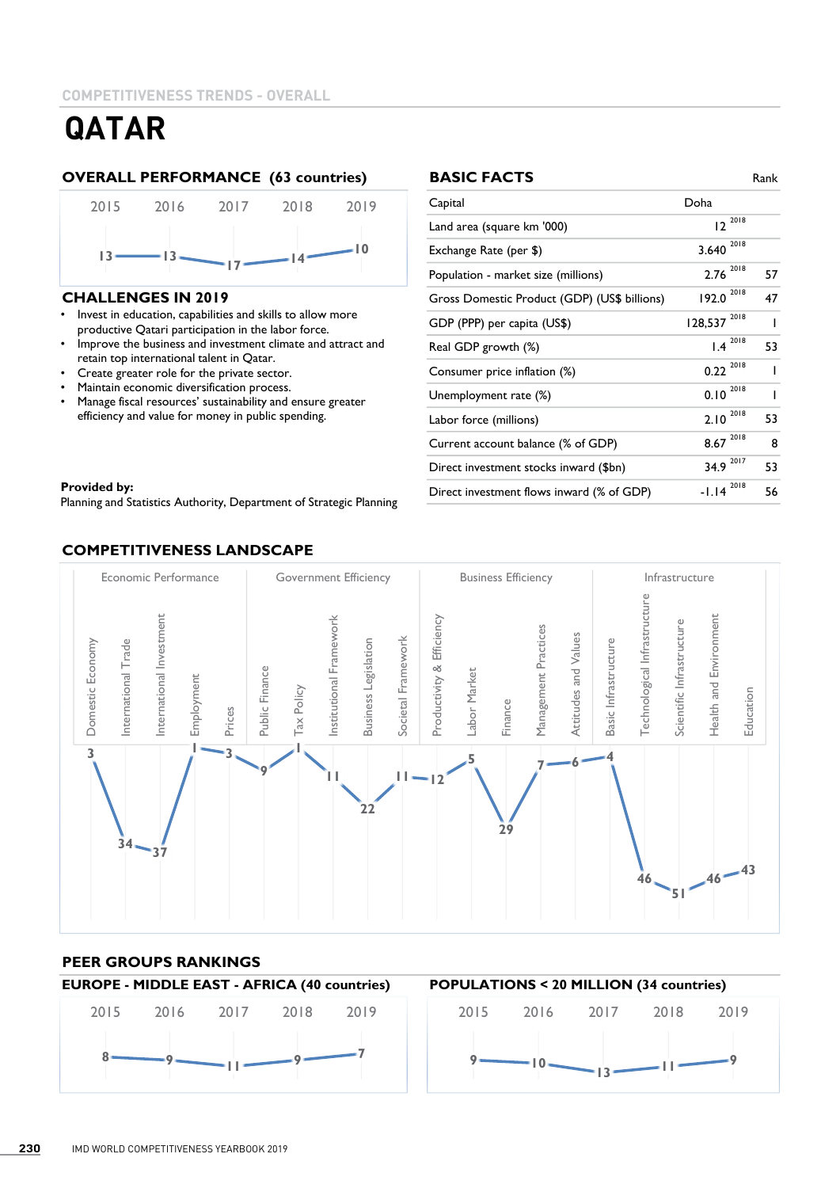COMPETITIVENESS TRENDS - OVERALL

# QATAR

## OVERALL PERFORMANCE (63 countries)

| 2015 | 2016 | 2017 | 2018 | 2019 |
|---|---|---|---|---|
| 13 | 13 | 17 | 14 | 10 |

## CHALLENGES IN 2019

- Invest in education, capabilities and skills to allow more productive Qatari participation in the labor force.
- Improve the business and investment climate and attract and retain top international talent in Qatar.
- Create greater role for the private sector.
- Maintain economic diversification process.
- Manage fiscal resources' sustainability and ensure greater efficiency and value for money in public spending.

**Provided by:**
Planning and Statistics Authority, Department of Strategic Planning

## BASIC FACTS

| | | Year | Rank |
|---|---|---|---|
| Capital | Doha | | |
| Land area (square km '000) | 12 | 2018 | |
| Exchange Rate (per $) | 3.640 | 2018 | |
| Population - market size (millions) | 2.76 | 2018 | 57 |
| Gross Domestic Product (GDP) (US$ billions) | 192.0 | 2018 | 47 |
| GDP (PPP) per capita (US$) | 128,537 | 2018 | 1 |
| Real GDP growth (%) | 1.4 | 2018 | 53 |
| Consumer price inflation (%) | 0.22 | 2018 | 1 |
| Unemployment rate (%) | 0.10 | 2018 | 1 |
| Labor force (millions) | 2.10 | 2018 | 53 |
| Current account balance (% of GDP) | 8.67 | 2018 | 8 |
| Direct investment stocks inward ($bn) | 34.9 | 2017 | 53 |
| Direct investment flows inward (% of GDP) | -1.14 | 2018 | 56 |

## COMPETITIVENESS LANDSCAPE

| Factor | Sub-factor | Rank |
|---|---|---|
| Economic Performance | Domestic Economy | 3 |
| | International Trade | 34 |
| | International Investment | 37 |
| | Employment | 1 |
| | Prices | 3 |
| Government Efficiency | Public Finance | 9 |
| | Tax Policy | 1 |
| | Institutional Framework | 11 |
| | Business Legislation | 22 |
| | Societal Framework | 11 |
| Business Efficiency | Productivity & Efficiency | 12 |
| | Labor Market | 5 |
| | Finance | 29 |
| | Management Practices | 7 |
| | Attitudes and Values | 6 |
| Infrastructure | Basic Infrastructure | 4 |
| | Technological Infrastructure | 46 |
| | Scientific Infrastructure | 51 |
| | Health and Environment | 46 |
| | Education | 43 |

## PEER GROUPS RANKINGS

### EUROPE - MIDDLE EAST - AFRICA (40 countries)

| 2015 | 2016 | 2017 | 2018 | 2019 |
|---|---|---|---|---|
| 8 | 9 | 11 | 9 | 7 |

### POPULATIONS < 20 MILLION (34 countries)

| 2015 | 2016 | 2017 | 2018 | 2019 |
|---|---|---|---|---|
| 9 | 10 | 13 | 11 | 9 |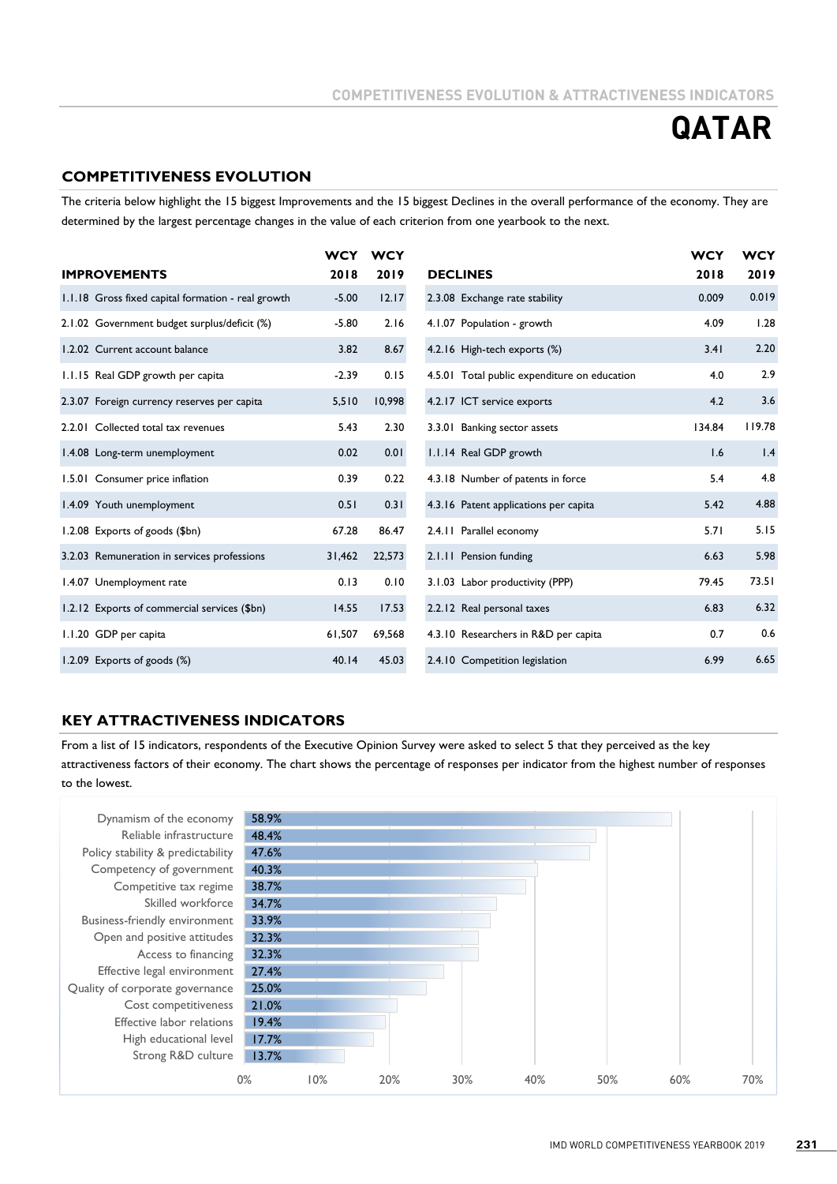# QATAR

## COMPETITIVENESS EVOLUTION

The criteria below highlight the 15 biggest Improvements and the 15 biggest Declines in the overall performance of the economy. They are determined by the largest percentage changes in the value of each criterion from one yearbook to the next.

| IMPROVEMENTS | WCY 2018 | WCY 2019 |
|---|---|---|
| 1.1.18 Gross fixed capital formation - real growth | -5.00 | 12.17 |
| 2.1.02 Government budget surplus/deficit (%) | -5.80 | 2.16 |
| 1.2.02 Current account balance | 3.82 | 8.67 |
| 1.1.15 Real GDP growth per capita | -2.39 | 0.15 |
| 2.3.07 Foreign currency reserves per capita | 5,510 | 10,998 |
| 2.2.01 Collected total tax revenues | 5.43 | 2.30 |
| 1.4.08 Long-term unemployment | 0.02 | 0.01 |
| 1.5.01 Consumer price inflation | 0.39 | 0.22 |
| 1.4.09 Youth unemployment | 0.51 | 0.31 |
| 1.2.08 Exports of goods ($bn) | 67.28 | 86.47 |
| 3.2.03 Remuneration in services professions | 31,462 | 22,573 |
| 1.4.07 Unemployment rate | 0.13 | 0.10 |
| 1.2.12 Exports of commercial services ($bn) | 14.55 | 17.53 |
| 1.1.20 GDP per capita | 61,507 | 69,568 |
| 1.2.09 Exports of goods (%) | 40.14 | 45.03 |

| DECLINES | WCY 2018 | WCY 2019 |
|---|---|---|
| 2.3.08 Exchange rate stability | 0.009 | 0.019 |
| 4.1.07 Population - growth | 4.09 | 1.28 |
| 4.2.16 High-tech exports (%) | 3.41 | 2.20 |
| 4.5.01 Total public expenditure on education | 4.0 | 2.9 |
| 4.2.17 ICT service exports | 4.2 | 3.6 |
| 3.3.01 Banking sector assets | 134.84 | 119.78 |
| 1.1.14 Real GDP growth | 1.6 | 1.4 |
| 4.3.18 Number of patents in force | 5.4 | 4.8 |
| 4.3.16 Patent applications per capita | 5.42 | 4.88 |
| 2.4.11 Parallel economy | 5.71 | 5.15 |
| 2.1.11 Pension funding | 6.63 | 5.98 |
| 3.1.03 Labor productivity (PPP) | 79.45 | 73.51 |
| 2.2.12 Real personal taxes | 6.83 | 6.32 |
| 4.3.10 Researchers in R&D per capita | 0.7 | 0.6 |
| 2.4.10 Competition legislation | 6.99 | 6.65 |

## KEY ATTRACTIVENESS INDICATORS

From a list of 15 indicators, respondents of the Executive Opinion Survey were asked to select 5 that they perceived as the key attractiveness factors of their economy. The chart shows the percentage of responses per indicator from the highest number of responses to the lowest.

| Indicator | % |
|---|---|
| Dynamism of the economy | 58.9% |
| Reliable infrastructure | 48.4% |
| Policy stability & predictability | 47.6% |
| Competency of government | 40.3% |
| Competitive tax regime | 38.7% |
| Skilled workforce | 34.7% |
| Business-friendly environment | 33.9% |
| Open and positive attitudes | 32.3% |
| Access to financing | 32.3% |
| Effective legal environment | 27.4% |
| Quality of corporate governance | 25.0% |
| Cost competitiveness | 21.0% |
| Effective labor relations | 19.4% |
| High educational level | 17.7% |
| Strong R&D culture | 13.7% |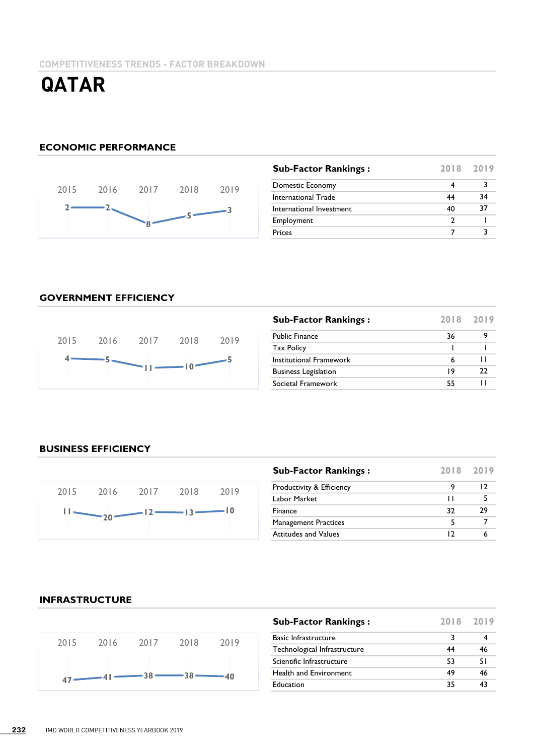COMPETITIVENESS TRENDS - FACTOR BREAKDOWN

# QATAR

## ECONOMIC PERFORMANCE

| 2015 | 2016 | 2017 | 2018 | 2019 |
|---|---|---|---|---|
| 2 | 2 | 8 | 5 | 3 |

| Sub-Factor Rankings : | 2018 | 2019 |
|---|---|---|
| Domestic Economy | 4 | 3 |
| International Trade | 44 | 34 |
| International Investment | 40 | 37 |
| Employment | 2 | 1 |
| Prices | 7 | 3 |

## GOVERNMENT EFFICIENCY

| 2015 | 2016 | 2017 | 2018 | 2019 |
|---|---|---|---|---|
| 4 | 5 | 11 | 10 | 5 |

| Sub-Factor Rankings : | 2018 | 2019 |
|---|---|---|
| Public Finance | 36 | 9 |
| Tax Policy | 1 | 1 |
| Institutional Framework | 6 | 11 |
| Business Legislation | 19 | 22 |
| Societal Framework | 55 | 11 |

## BUSINESS EFFICIENCY

| 2015 | 2016 | 2017 | 2018 | 2019 |
|---|---|---|---|---|
| 11 | 20 | 12 | 13 | 10 |

| Sub-Factor Rankings : | 2018 | 2019 |
|---|---|---|
| Productivity & Efficiency | 9 | 12 |
| Labor Market | 11 | 5 |
| Finance | 32 | 29 |
| Management Practices | 5 | 7 |
| Attitudes and Values | 12 | 6 |

## INFRASTRUCTURE

| 2015 | 2016 | 2017 | 2018 | 2019 |
|---|---|---|---|---|
| 47 | 41 | 38 | 38 | 40 |

| Sub-Factor Rankings : | 2018 | 2019 |
|---|---|---|
| Basic Infrastructure | 3 | 4 |
| Technological Infrastructure | 44 | 46 |
| Scientific Infrastructure | 53 | 51 |
| Health and Environment | 49 | 46 |
| Education | 35 | 43 |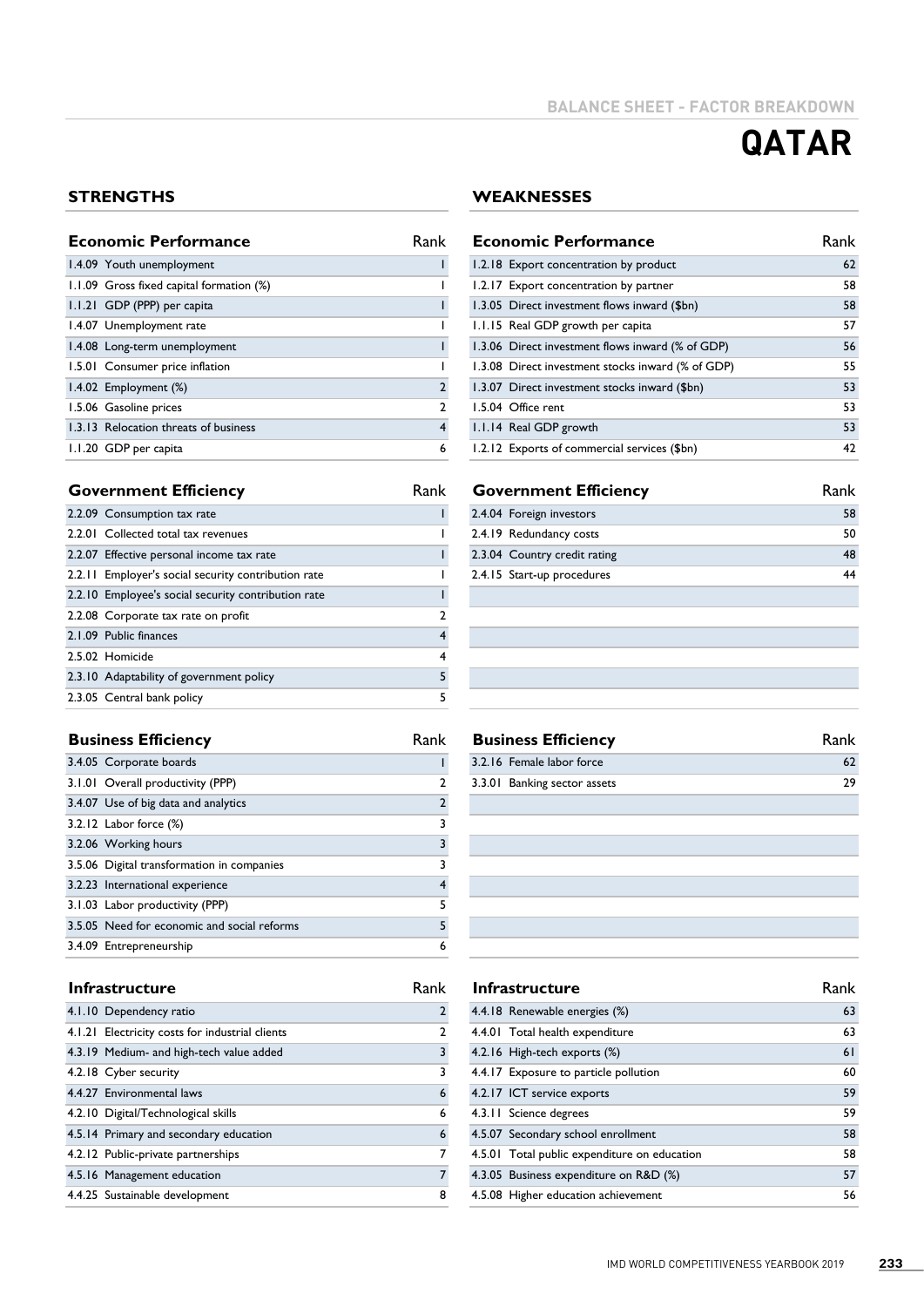## BALANCE SHEET - FACTOR BREAKDOWN

# QATAR

## STRENGTHS

| Economic Performance | Rank |
|---|---|
| 1.4.09 Youth unemployment | 1 |
| 1.1.09 Gross fixed capital formation (%) | 1 |
| 1.1.21 GDP (PPP) per capita | 1 |
| 1.4.07 Unemployment rate | 1 |
| 1.4.08 Long-term unemployment | 1 |
| 1.5.01 Consumer price inflation | 1 |
| 1.4.02 Employment (%) | 2 |
| 1.5.06 Gasoline prices | 2 |
| 1.3.13 Relocation threats of business | 4 |
| 1.1.20 GDP per capita | 6 |

| Government Efficiency | Rank |
|---|---|
| 2.2.09 Consumption tax rate | 1 |
| 2.2.01 Collected total tax revenues | 1 |
| 2.2.07 Effective personal income tax rate | 1 |
| 2.2.11 Employer's social security contribution rate | 1 |
| 2.2.10 Employee's social security contribution rate | 1 |
| 2.2.08 Corporate tax rate on profit | 2 |
| 2.1.09 Public finances | 4 |
| 2.5.02 Homicide | 4 |
| 2.3.10 Adaptability of government policy | 5 |
| 2.3.05 Central bank policy | 5 |

| Business Efficiency | Rank |
|---|---|
| 3.4.05 Corporate boards | 1 |
| 3.1.01 Overall productivity (PPP) | 2 |
| 3.4.07 Use of big data and analytics | 2 |
| 3.2.12 Labor force (%) | 3 |
| 3.2.06 Working hours | 3 |
| 3.5.06 Digital transformation in companies | 3 |
| 3.2.23 International experience | 4 |
| 3.1.03 Labor productivity (PPP) | 5 |
| 3.5.05 Need for economic and social reforms | 5 |
| 3.4.09 Entrepreneurship | 6 |

| Infrastructure | Rank |
|---|---|
| 4.1.10 Dependency ratio | 2 |
| 4.1.21 Electricity costs for industrial clients | 2 |
| 4.3.19 Medium- and high-tech value added | 3 |
| 4.2.18 Cyber security | 3 |
| 4.4.27 Environmental laws | 6 |
| 4.2.10 Digital/Technological skills | 6 |
| 4.5.14 Primary and secondary education | 6 |
| 4.2.12 Public-private partnerships | 7 |
| 4.5.16 Management education | 7 |
| 4.4.25 Sustainable development | 8 |

## WEAKNESSES

| Economic Performance | Rank |
|---|---|
| 1.2.18 Export concentration by product | 62 |
| 1.2.17 Export concentration by partner | 58 |
| 1.3.05 Direct investment flows inward ($bn) | 58 |
| 1.1.15 Real GDP growth per capita | 57 |
| 1.3.06 Direct investment flows inward (% of GDP) | 56 |
| 1.3.08 Direct investment stocks inward (% of GDP) | 55 |
| 1.3.07 Direct investment stocks inward ($bn) | 53 |
| 1.5.04 Office rent | 53 |
| 1.1.14 Real GDP growth | 53 |
| 1.2.12 Exports of commercial services ($bn) | 42 |

| Government Efficiency | Rank |
|---|---|
| 2.4.04 Foreign investors | 58 |
| 2.4.19 Redundancy costs | 50 |
| 2.3.04 Country credit rating | 48 |
| 2.4.15 Start-up procedures | 44 |

| Business Efficiency | Rank |
|---|---|
| 3.2.16 Female labor force | 62 |
| 3.3.01 Banking sector assets | 29 |

| Infrastructure | Rank |
|---|---|
| 4.4.18 Renewable energies (%) | 63 |
| 4.4.01 Total health expenditure | 63 |
| 4.2.16 High-tech exports (%) | 61 |
| 4.4.17 Exposure to particle pollution | 60 |
| 4.2.17 ICT service exports | 59 |
| 4.3.11 Science degrees | 59 |
| 4.5.07 Secondary school enrollment | 58 |
| 4.5.01 Total public expenditure on education | 58 |
| 4.3.05 Business expenditure on R&D (%) | 57 |
| 4.5.08 Higher education achievement | 56 |